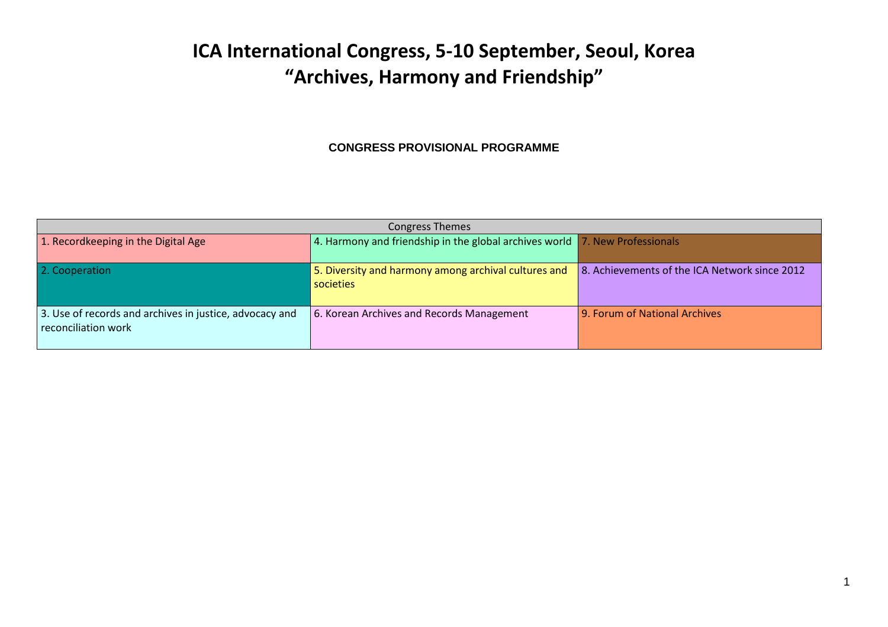# ICA International Congress, 5-10 September, Seoul, Korea
# "Archives, Harmony and Friendship"

**CONGRESS PROVISIONAL PROGRAMME**

| Congress Themes | | |
|---|---|---|
| 1. Recordkeeping in the Digital Age | 4. Harmony and friendship in the global archives world | 7. New Professionals |
| 2. Cooperation | 5. Diversity and harmony among archival cultures and societies | 8. Achievements of the ICA Network since 2012 |
| 3. Use of records and archives in justice, advocacy and reconciliation work | 6. Korean Archives and Records Management | 9. Forum of National Archives |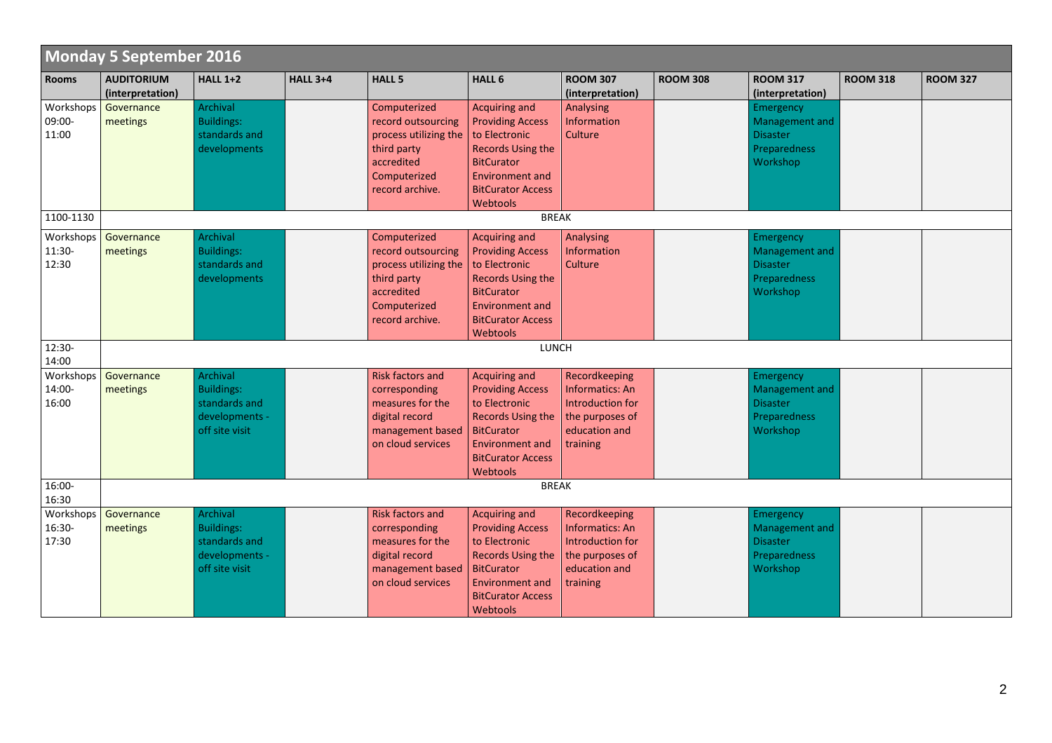## Monday 5 September 2016

| Rooms | AUDITORIUM (interpretation) | HALL 1+2 | HALL 3+4 | HALL 5 | HALL 6 | ROOM 307 (interpretation) | ROOM 308 | ROOM 317 (interpretation) | ROOM 318 | ROOM 327 |
|---|---|---|---|---|---|---|---|---|---|---|
| Workshops 09:00-11:00 | Governance meetings | Archival Buildings: standards and developments | | Computerized record outsourcing process utilizing the third party accredited Computerized record archive. | Acquiring and Providing Access to Electronic Records Using the BitCurator Environment and BitCurator Access Webtools | Analysing Information Culture | | Emergency Management and Disaster Preparedness Workshop | | |
| 1100-1130 | BREAK | | | | | | | | | |
| Workshops 11:30-12:30 | Governance meetings | Archival Buildings: standards and developments | | Computerized record outsourcing process utilizing the third party accredited Computerized record archive. | Acquiring and Providing Access to Electronic Records Using the BitCurator Environment and BitCurator Access Webtools | Analysing Information Culture | | Emergency Management and Disaster Preparedness Workshop | | |
| 12:30-14:00 | LUNCH | | | | | | | | | |
| Workshops 14:00-16:00 | Governance meetings | Archival Buildings: standards and developments - off site visit | | Risk factors and corresponding measures for the digital record management based on cloud services | Acquiring and Providing Access to Electronic Records Using the BitCurator Environment and BitCurator Access Webtools | Recordkeeping Informatics: An Introduction for the purposes of education and training | | Emergency Management and Disaster Preparedness Workshop | | |
| 16:00-16:30 | BREAK | | | | | | | | | |
| Workshops 16:30-17:30 | Governance meetings | Archival Buildings: standards and developments - off site visit | | Risk factors and corresponding measures for the digital record management based on cloud services | Acquiring and Providing Access to Electronic Records Using the BitCurator Environment and BitCurator Access Webtools | Recordkeeping Informatics: An Introduction for the purposes of education and training | | Emergency Management and Disaster Preparedness Workshop | | |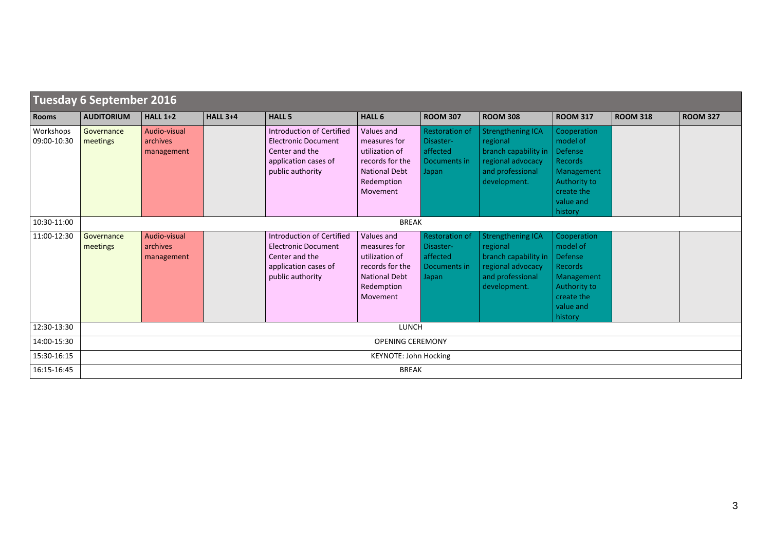## Tuesday 6 September 2016

| Rooms | AUDITORIUM | HALL 1+2 | HALL 3+4 | HALL 5 | HALL 6 | ROOM 307 | ROOM 308 | ROOM 317 | ROOM 318 | ROOM 327 |
|---|---|---|---|---|---|---|---|---|---|---|
| Workshops 09:00-10:30 | Governance meetings | Audio-visual archives management | | Introduction of Certified Electronic Document Center and the application cases of public authority | Values and measures for utilization of records for the National Debt Redemption Movement | Restoration of Disaster-affected Documents in Japan | Strengthening ICA regional branch capability in regional advocacy and professional development. | Cooperation model of Defense Records Management Authority to create the value and history | | |
| 10:30-11:00 | BREAK | | | | | | | | | |
| 11:00-12:30 | Governance meetings | Audio-visual archives management | | Introduction of Certified Electronic Document Center and the application cases of public authority | Values and measures for utilization of records for the National Debt Redemption Movement | Restoration of Disaster-affected Documents in Japan | Strengthening ICA regional branch capability in regional advocacy and professional development. | Cooperation model of Defense Records Management Authority to create the value and history | | |
| 12:30-13:30 | LUNCH | | | | | | | | | |
| 14:00-15:30 | OPENING CEREMONY | | | | | | | | | |
| 15:30-16:15 | KEYNOTE: John Hocking | | | | | | | | | |
| 16:15-16:45 | BREAK | | | | | | | | | |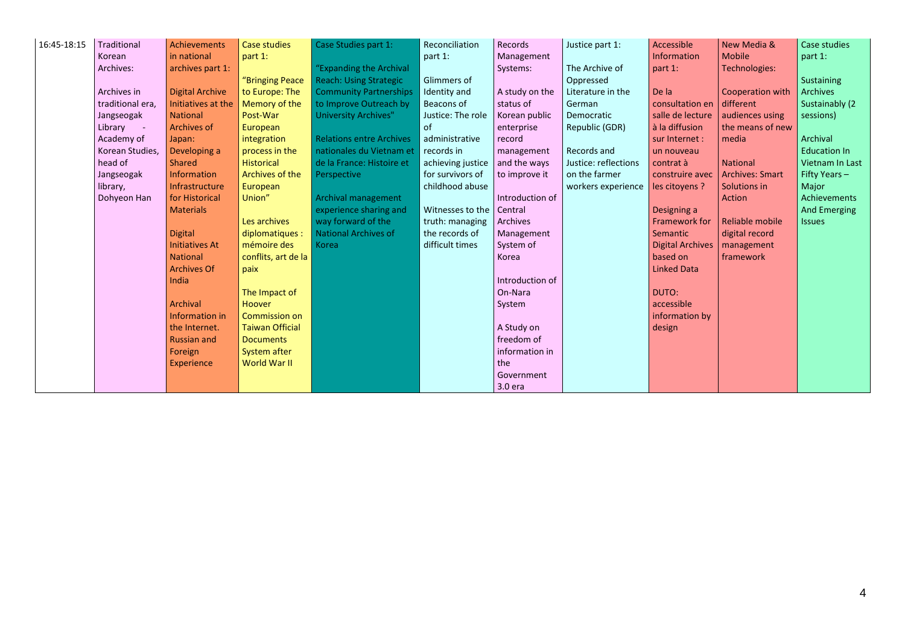| 16:45-18:15 | Traditional Korean Archives:<br><br>Archives in traditional era, Jangseogak Library - Academy of Korean Studies, head of Jangseogak library, Dohyeon Han | Achievements in national archives part 1:<br><br>Digital Archive Initiatives at the National Archives of Japan: Developing a Shared Information Infrastructure for Historical Materials<br><br>Digital Initiatives At National Archives Of India<br><br>Archival Information in the Internet. Russian and Foreign Experience | Case studies part 1:<br><br>"Bringing Peace to Europe: The Memory of the Post-War European integration process in the Historical Archives of the European Union"<br><br>Les archives diplomatiques : mémoire des conflits, art de la paix<br><br>The Impact of Hoover Commission on Taiwan Official Documents System after World War II | Case Studies part 1:<br><br>"Expanding the Archival Reach: Using Strategic Community Partnerships to Improve Outreach by University Archives"<br><br>Relations entre Archives nationales du Vietnam et de la France: Histoire et Perspective<br><br>Archival management experience sharing and way forward of the National Archives of Korea | Reconciliation part 1:<br><br>Glimmers of Identity and Beacons of Justice: The role of administrative records in achieving justice for survivors of childhood abuse<br><br>Witnesses to the truth: managing the records of difficult times | Records Management Systems:<br><br>A study on the status of Korean public enterprise record management and the ways to improve it<br><br>Introduction of Central Archives Management System of Korea<br><br>Introduction of On-Nara System<br><br>A Study on freedom of information in the Government 3.0 era | Justice part 1:<br><br>The Archive of Oppressed Literature in the German Democratic Republic (GDR)<br><br>Records and Justice: reflections on the farmer workers experience | Accessible Information part 1:<br><br>De la consultation en salle de lecture à la diffusion sur Internet : un nouveau contrat à construire avec les citoyens ?<br><br>Designing a Framework for Semantic Digital Archives based on Linked Data<br><br>DUTO: accessible information by design | New Media & Mobile Technologies:<br><br>Cooperation with different audiences using the means of new media<br><br>National Archives: Smart Solutions in Action<br><br>Reliable mobile digital record management framework | Case studies part 1:<br><br>Sustaining Archives Sustainably (2 sessions)<br><br>Archival Education In Vietnam In Last Fifty Years – Major Achievements And Emerging Issues |
|---|---|---|---|---|---|---|---|---|---|---|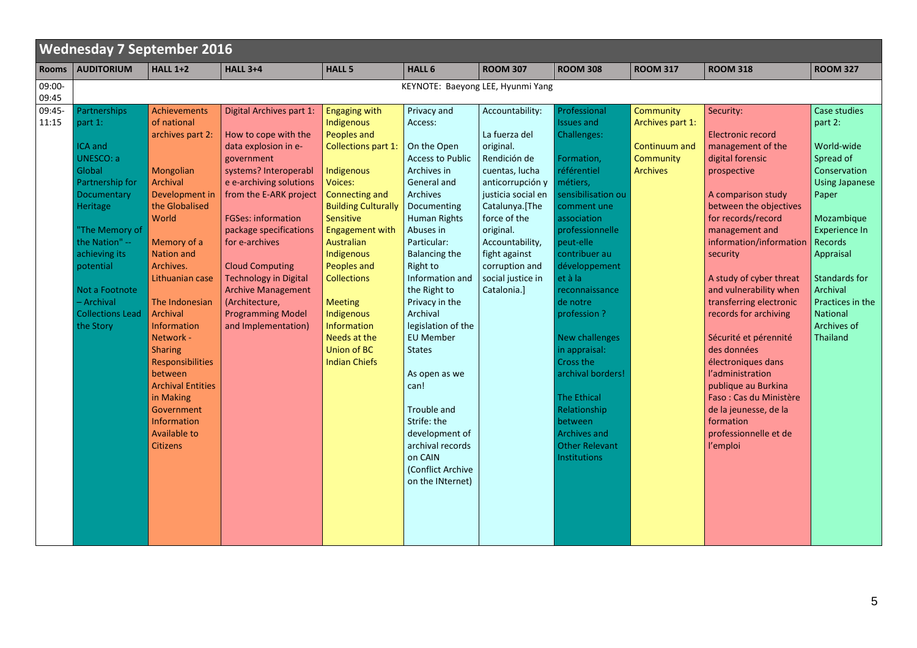## Wednesday 7 September 2016

| Rooms | AUDITORIUM | HALL 1+2 | HALL 3+4 | HALL 5 | HALL 6 | ROOM 307 | ROOM 308 | ROOM 317 | ROOM 318 | ROOM 327 |
|---|---|---|---|---|---|---|---|---|---|---|
| 09:00-09:45 | KEYNOTE: Baeyong LEE, Hyunmi Yang | | | | | | | | | |
| 09:45-11:15 | Partnerships part 1:<br><br>ICA and UNESCO: a Global Partnership for Documentary Heritage<br><br>"The Memory of the Nation" -- achieving its potential<br><br>Not a Footnote – Archival Collections Lead the Story | Achievements of national archives part 2:<br><br>Mongolian Archival Development in the Globalised World<br><br>Memory of a Nation and Archives. Lithuanian case<br><br>The Indonesian Archival Information Network - Sharing Responsibilities between Archival Entities in Making Government Information Available to Citizens | Digital Archives part 1:<br><br>How to cope with the data explosion in e-government systems? Interoperable e-archiving solutions from the E-ARK project<br><br>FGSes: information package specifications for e-archives<br><br>Cloud Computing Technology in Digital Archive Management (Architecture, Programming Model and Implementation) | Engaging with Indigenous Peoples and Collections part 1:<br><br>Indigenous Voices: Connecting and Building Culturally Sensitive Engagement with Australian Indigenous Peoples and Collections<br><br>Meeting Indigenous Information Needs at the Union of BC Indian Chiefs | Privacy and Access:<br><br>On the Open Access to Public Archives in General and Archives Documenting Human Rights Abuses in Particular: Balancing the Right to Information and the Right to Privacy in the Archival legislation of the EU Member States<br><br>As open as we can!<br><br>Trouble and Strife: the development of archival records on CAIN (Conflict Archive on the INternet) | Accountability:<br><br>La fuerza del original. Rendición de cuentas, lucha anticorrupción y justicia social en Catalunya.[The force of the original. Accountability, fight against corruption and social justice in Catalonia.] | Professional Issues and Challenges:<br><br>Formation, référentiel métiers, sensibilisation ou comment une association professionnelle peut-elle contribuer au développement et à la reconnaissance de notre profession ?<br><br>New challenges in appraisal: Cross the archival borders!<br><br>The Ethical Relationship between Archives and Other Relevant Institutions | Community Archives part 1:<br><br>Continuum and Community Archives | Security:<br><br>Electronic record management of the digital forensic prospective<br><br>A comparison study between the objectives for records/record management and information/information security<br><br>A study of cyber threat and vulnerability when transferring electronic records for archiving<br><br>Sécurité et pérennité des données électroniques dans l'administration publique au Burkina Faso : Cas du Ministère de la jeunesse, de la formation professionnelle et de l'emploi | Case studies part 2:<br><br>World-wide Spread of Conservation Using Japanese Paper<br><br>Mozambique Experience In Records Appraisal<br><br>Standards for Archival Practices in the National Archives of Thailand |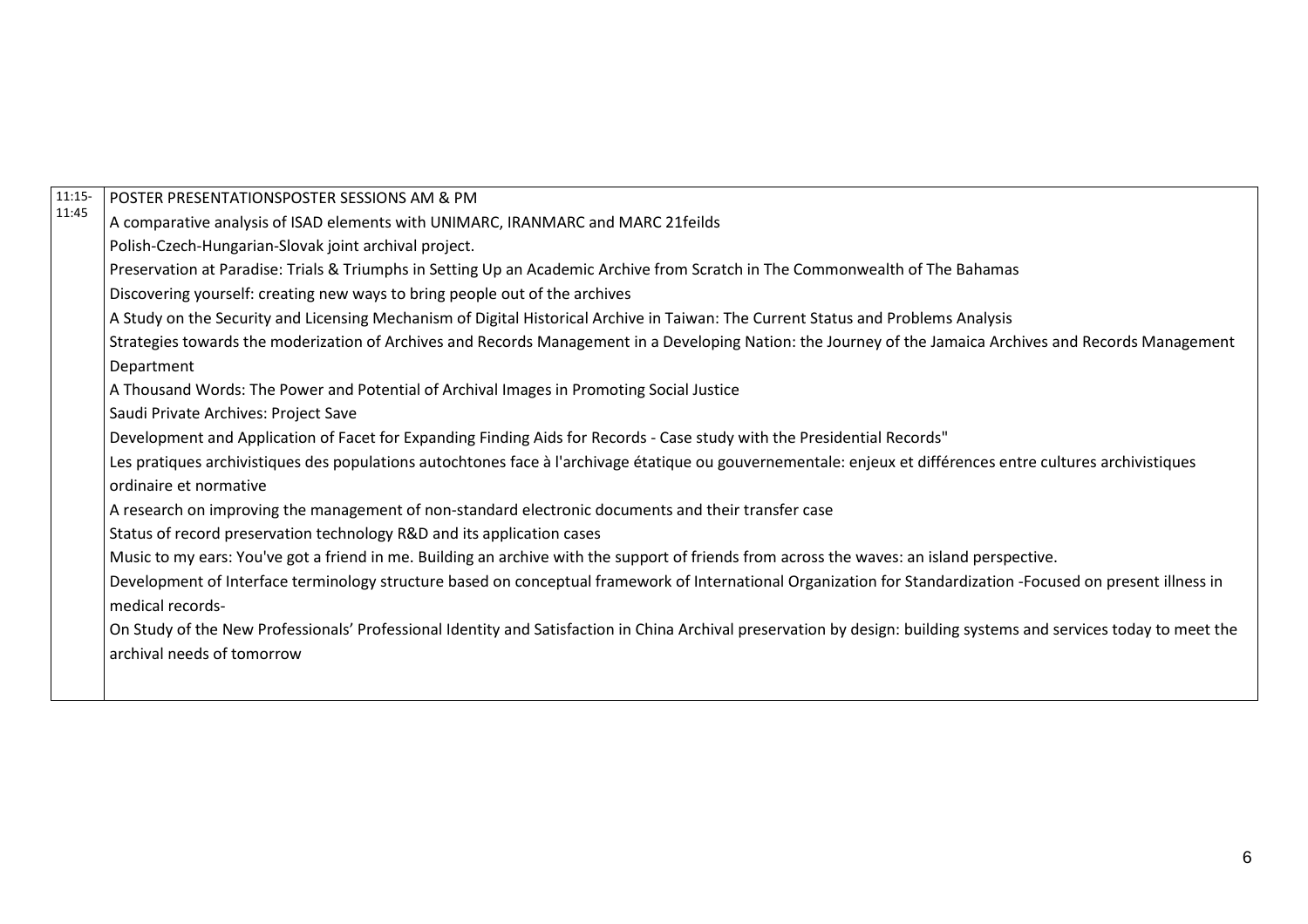| 11:15-11:45 | POSTER PRESENTATIONSPOSTER SESSIONS AM & PM<br>A comparative analysis of ISAD elements with UNIMARC, IRANMARC and MARC 21feilds<br>Polish-Czech-Hungarian-Slovak joint archival project.<br>Preservation at Paradise: Trials & Triumphs in Setting Up an Academic Archive from Scratch in The Commonwealth of The Bahamas<br>Discovering yourself: creating new ways to bring people out of the archives<br>A Study on the Security and Licensing Mechanism of Digital Historical Archive in Taiwan: The Current Status and Problems Analysis<br>Strategies towards the moderization of Archives and Records Management in a Developing Nation: the Journey of the Jamaica Archives and Records Management Department<br>A Thousand Words: The Power and Potential of Archival Images in Promoting Social Justice<br>Saudi Private Archives: Project Save<br>Development and Application of Facet for Expanding Finding Aids for Records - Case study with the Presidential Records"<br>Les pratiques archivistiques des populations autochtones face à l'archivage étatique ou gouvernementale: enjeux et différences entre cultures archivistiques ordinaire et normative<br>A research on improving the management of non-standard electronic documents and their transfer case<br>Status of record preservation technology R&D and its application cases<br>Music to my ears: You've got a friend in me. Building an archive with the support of friends from across the waves: an island perspective.<br>Development of Interface terminology structure based on conceptual framework of International Organization for Standardization -Focused on present illness in medical records-<br>On Study of the New Professionals' Professional Identity and Satisfaction in China Archival preservation by design: building systems and services today to meet the archival needs of tomorrow |
|---|---|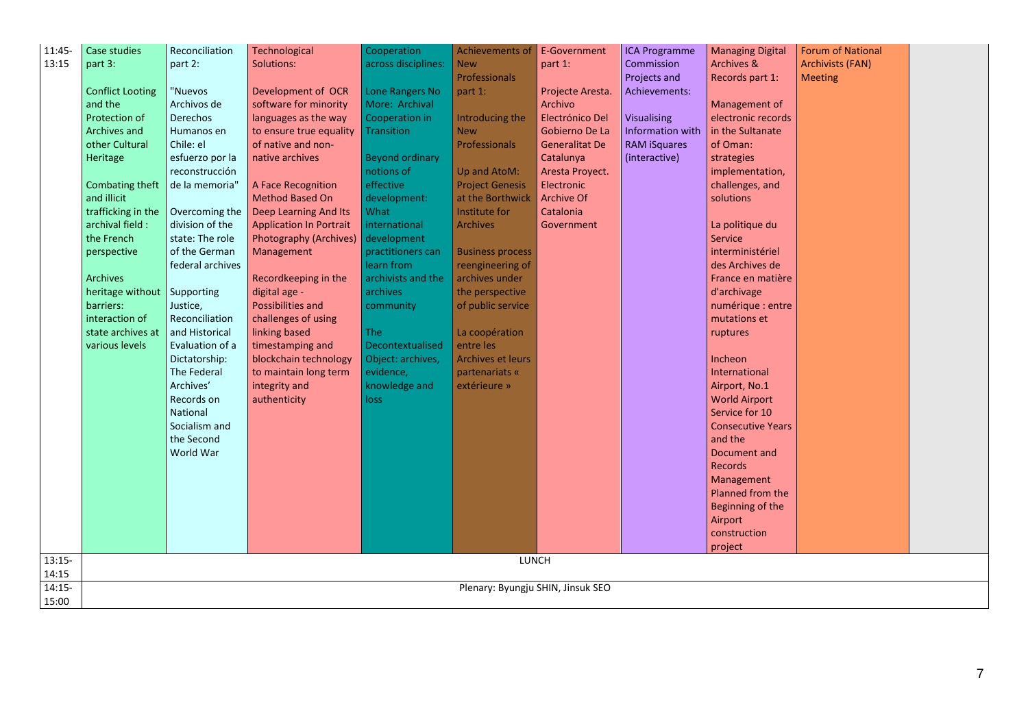| 11:45-13:15 | Case studies part 3:<br><br>Conflict Looting and the Protection of Archives and other Cultural Heritage<br><br>Combating theft and illicit trafficking in the archival field : the French perspective<br><br>Archives heritage without barriers: interaction of state archives at various levels | Reconciliation part 2:<br><br>"Nuevos Archivos de Derechos Humanos en Chile: el esfuerzo por la reconstrucción de la memoria"<br><br>Overcoming the division of the state: The role of the German federal archives<br><br>Supporting Justice, Reconciliation and Historical Evaluation of a Dictatorship: The Federal Archives' Records on National Socialism and the Second World War | Technological Solutions:<br><br>Development of OCR software for minority languages as the way to ensure true equality of native and non-native archives<br><br>A Face Recognition Method Based On Deep Learning And Its Application In Portrait Photography (Archives) Management<br><br>Recordkeeping in the digital age - Possibilities and challenges of using linking based timestamping and blockchain technology to maintain long term integrity and authenticity | Cooperation across disciplines:<br><br>Lone Rangers No More: Archival Cooperation in Transition<br><br>Beyond ordinary notions of effective development: What international development practitioners can learn from archivists and the archives community<br><br>The Decontextualised Object: archives, evidence, knowledge and loss | Achievements of New Professionals part 1:<br><br>Introducing the New Professionals<br><br>Up and AtoM: Project Genesis at the Borthwick Institute for Archives<br><br>Business process reengineering of archives under the perspective of public service<br><br>La coopération entre les Archives et leurs partenariats « extérieure » | E-Government part 1:<br><br>Projecte Aresta. Archivo Electrónico Del Gobierno De La Generalitat De Catalunya<br>Aresta Proyect. Electronic Archive Of Catalonia Government | ICA Programme Commission Projects and Achievements:<br><br>Visualising Information with RAM iSquares (interactive) | Managing Digital Archives & Records part 1:<br><br>Management of electronic records in the Sultanate of Oman: strategies implementation, challenges, and solutions<br><br>La politique du Service interministériel des Archives de France en matière d'archivage numérique : entre mutations et ruptures<br><br>Incheon International Airport, No.1 World Airport Service for 10 Consecutive Years and the Document and Records Management Planned from the Beginning of the Airport construction project | Forum of National Archivists (FAN) Meeting | |
|---|---|---|---|---|---|---|---|---|---|---|
| 13:15-14:15 | LUNCH | | | | | | | | | |
| 14:15-15:00 | Plenary: Byungju SHIN, Jinsuk SEO | | | | | | | | | |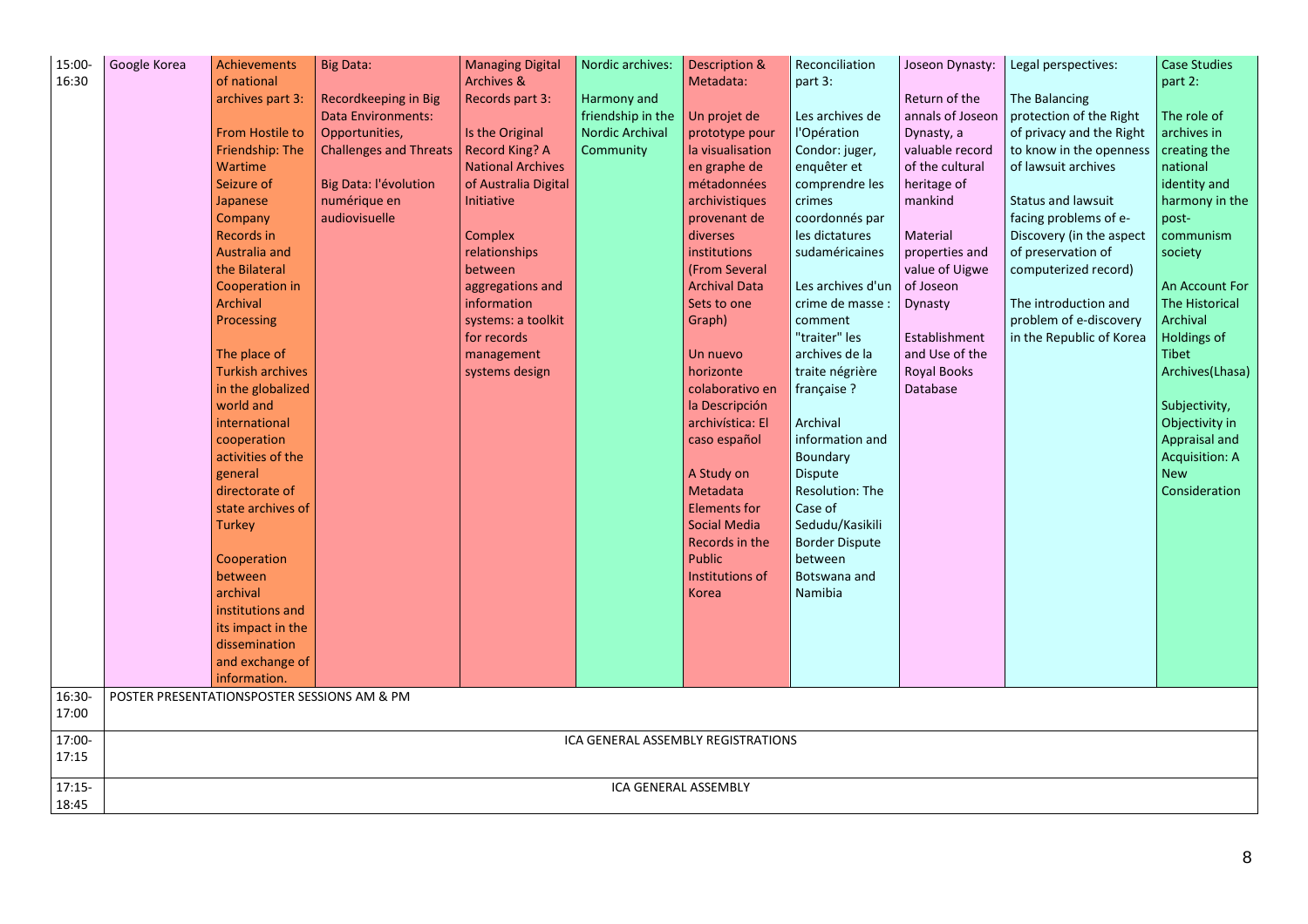| | | | | | | | | | | |
|---|---|---|---|---|---|---|---|---|---|---|
| 15:00-16:30 | Google Korea | Achievements of national archives part 3:<br><br>From Hostile to Friendship: The Wartime Seizure of Japanese Company Records in Australia and the Bilateral Cooperation in Archival Processing<br><br>The place of Turkish archives in the globalized world and international cooperation activities of the general directorate of state archives of Turkey<br><br>Cooperation between archival institutions and its impact in the dissemination and exchange of information. | Big Data:<br><br>Recordkeeping in Big Data Environments: Opportunities, Challenges and Threats<br><br>Big Data: l'évolution numérique en audiovisuelle | Managing Digital Archives & Records part 3:<br><br>Is the Original Record King? A National Archives of Australia Digital Initiative<br><br>Complex relationships between aggregations and information systems: a toolkit for records management systems design | Nordic archives:<br><br>Harmony and friendship in the Nordic Archival Community | Description & Metadata:<br><br>Un projet de prototype pour la visualisation en graphe de métadonnées archivistiques provenant de diverses institutions (From Several Archival Data Sets to one Graph)<br><br>Un nuevo horizonte colaborativo en la Descripción archivística: El caso español<br><br>A Study on Metadata Elements for Social Media Records in the Public Institutions of Korea | Reconciliation part 3:<br><br>Les archives de l'Opération Condor: juger, enquêter et comprendre les crimes coordonnés par les dictatures sudaméricaines<br><br>Les archives d'un crime de masse : comment "traiter" les archives de la traite négrière française ?<br><br>Archival information and Boundary Dispute Resolution: The Case of Sedudu/Kasikili Border Dispute between Botswana and Namibia | Joseon Dynasty:<br><br>Return of the annals of Joseon Dynasty, a valuable record of the cultural heritage of mankind<br><br>Material properties and value of Uigwe of Joseon Dynasty<br><br>Establishment and Use of the Royal Books Database | Legal perspectives:<br><br>The Balancing protection of the Right of privacy and the Right to know in the openness of lawsuit archives<br><br>Status and lawsuit facing problems of e-Discovery (in the aspect of preservation of computerized record)<br><br>The introduction and problem of e-discovery in the Republic of Korea | Case Studies part 2:<br><br>The role of archives in creating the national identity and harmony in the post-communism society<br><br>An Account For The Historical Archival Holdings of Tibet Archives(Lhasa)<br><br>Subjectivity, Objectivity in Appraisal and Acquisition: A New Consideration |
| 16:30-17:00 | POSTER PRESENTATIONSPOSTER SESSIONS AM & PM | | | | | | | | | |
| 17:00-17:15 | ICA GENERAL ASSEMBLY REGISTRATIONS | | | | | | | | | |
| 17:15-18:45 | ICA GENERAL ASSEMBLY | | | | | | | | | |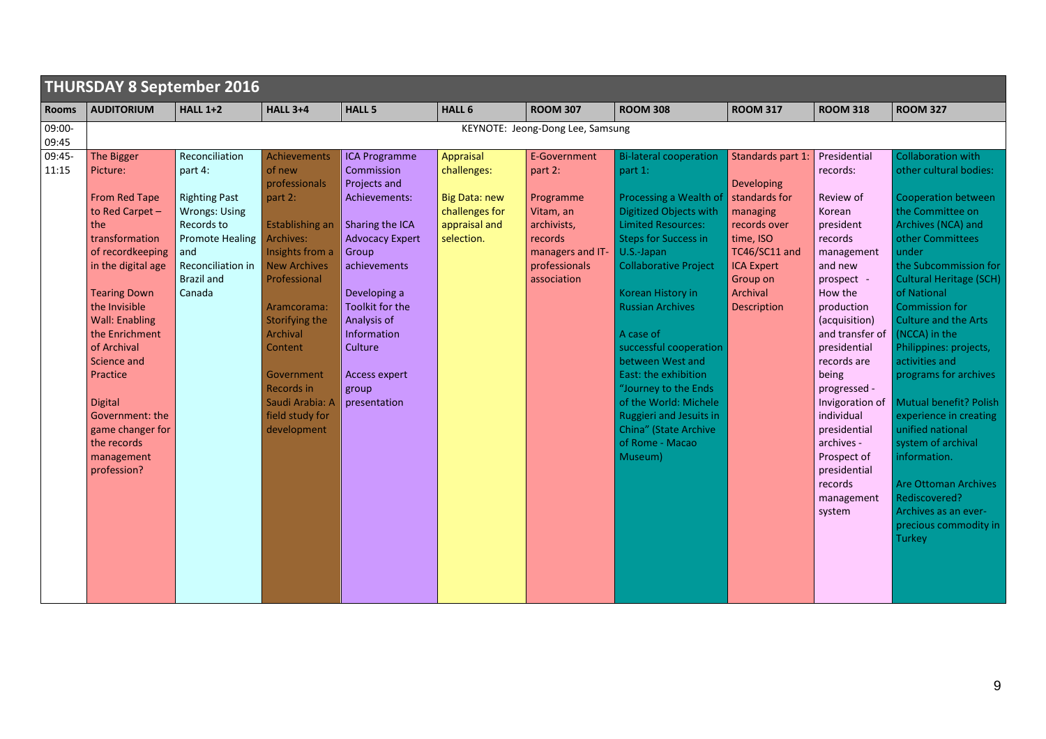## THURSDAY 8 September 2016

| Rooms | AUDITORIUM | HALL 1+2 | HALL 3+4 | HALL 5 | HALL 6 | ROOM 307 | ROOM 308 | ROOM 317 | ROOM 318 | ROOM 327 |
|---|---|---|---|---|---|---|---|---|---|---|
| 09:00-09:45 | KEYNOTE: Jeong-Dong Lee, Samsung | | | | | | | | | |
| 09:45-11:15 | The Bigger Picture:<br><br>From Red Tape to Red Carpet – the transformation of recordkeeping in the digital age<br><br>Tearing Down the Invisible Wall: Enabling the Enrichment of Archival Science and Practice<br><br>Digital Government: the game changer for the records management profession? | Reconciliation part 4:<br><br>Righting Past Wrongs: Using Records to Promote Healing and Reconciliation in Brazil and Canada | Achievements of new professionals part 2:<br><br>Establishing an Archives: Insights from a New Archives Professional<br><br>Aramcorama: Storifying the Archival Content<br><br>Government Records in Saudi Arabia: A field study for development | ICA Programme Commission Projects and Achievements:<br><br>Sharing the ICA Advocacy Expert Group achievements<br><br>Developing a Toolkit for the Analysis of Information Culture<br><br>Access expert group presentation | Appraisal challenges:<br><br>Big Data: new challenges for appraisal and selection. | E-Government part 2:<br><br>Programme Vitam, an archivists, records managers and IT-professionals association | Bi-lateral cooperation part 1:<br><br>Processing a Wealth of Digitized Objects with Limited Resources: Steps for Success in U.S.-Japan Collaborative Project<br><br>Korean History in Russian Archives<br><br>A case of successful cooperation between West and East: the exhibition "Journey to the Ends of the World: Michele Ruggieri and Jesuits in China" (State Archive of Rome - Macao Museum) | Standards part 1:<br><br>Developing standards for managing records over time, ISO TC46/SC11 and ICA Expert Group on Archival Description | Presidential records:<br><br>Review of Korean president records management and new prospect - How the production (acquisition) and transfer of presidential records are being progressed - Invigoration of individual presidential archives - Prospect of presidential records management system | Collaboration with other cultural bodies:<br><br>Cooperation between the Committee on Archives (NCA) and other Committees under the Subcommission for Cultural Heritage (SCH) of National Commission for Culture and the Arts (NCCA) in the Philippines: projects, activities and programs for archives<br><br>Mutual benefit? Polish experience in creating unified national system of archival information.<br><br>Are Ottoman Archives Rediscovered? Archives as an ever-precious commodity in Turkey |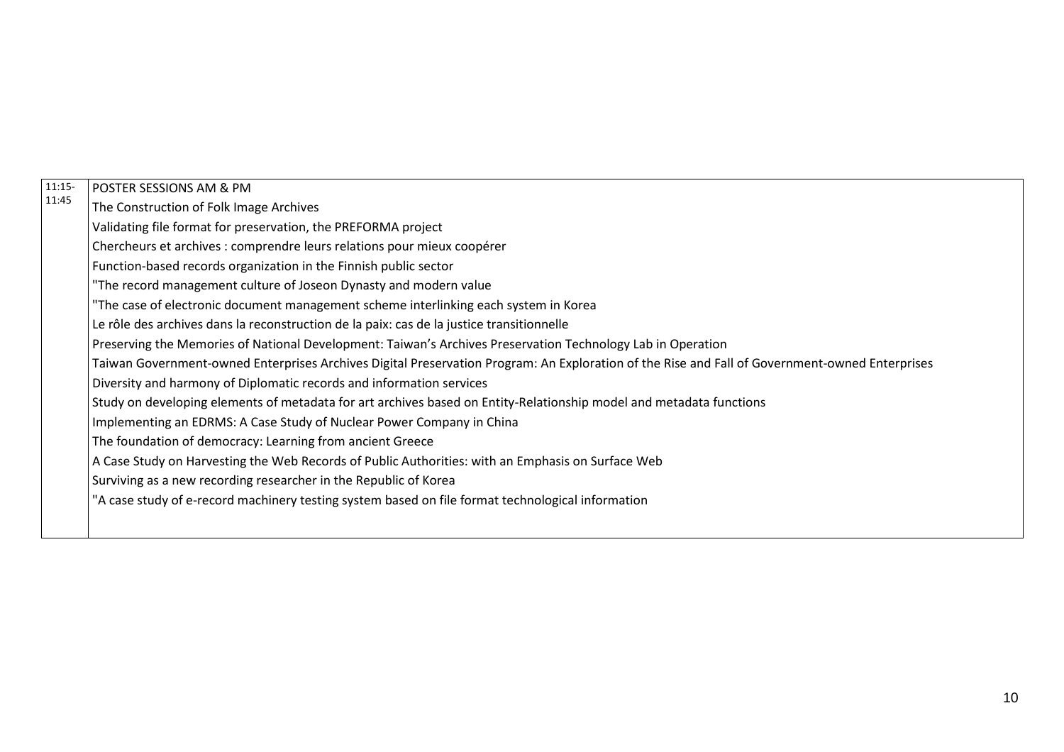| 11:15-11:45 | POSTER SESSIONS AM & PM |
| --- | --- |
| | The Construction of Folk Image Archives |
| | Validating file format for preservation, the PREFORMA project |
| | Chercheurs et archives : comprendre leurs relations pour mieux coopérer |
| | Function-based records organization in the Finnish public sector |
| | "The record management culture of Joseon Dynasty and modern value |
| | "The case of electronic document management scheme interlinking each system in Korea |
| | Le rôle des archives dans la reconstruction de la paix: cas de la justice transitionnelle |
| | Preserving the Memories of National Development: Taiwan's Archives Preservation Technology Lab in Operation |
| | Taiwan Government-owned Enterprises Archives Digital Preservation Program: An Exploration of the Rise and Fall of Government-owned Enterprises |
| | Diversity and harmony of Diplomatic records and information services |
| | Study on developing elements of metadata for art archives based on Entity-Relationship model and metadata functions |
| | Implementing an EDRMS: A Case Study of Nuclear Power Company in China |
| | The foundation of democracy: Learning from ancient Greece |
| | A Case Study on Harvesting the Web Records of Public Authorities: with an Emphasis on Surface Web |
| | Surviving as a new recording researcher in the Republic of Korea |
| | "A case study of e-record machinery testing system based on file format technological information |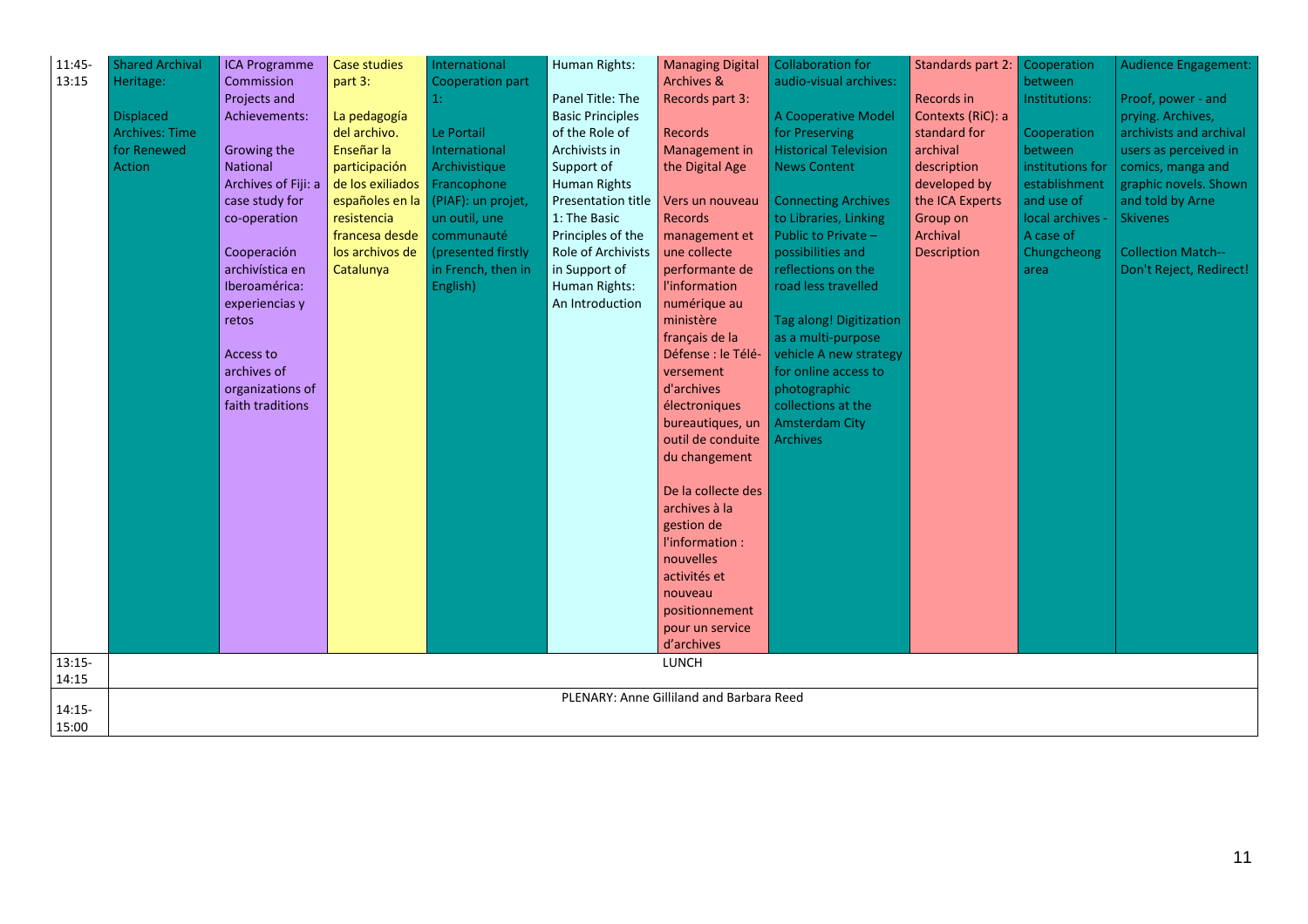| | | | | | | | | | | |
|---|---|---|---|---|---|---|---|---|---|---|
| 11:45-13:15 | Shared Archival Heritage:<br><br>Displaced Archives: Time for Renewed Action | ICA Programme Commission Projects and Achievements:<br><br>Growing the National Archives of Fiji: a case study for co-operation<br><br>Cooperación archivística en Iberoamérica: experiencias y retos<br><br>Access to archives of organizations of faith traditions | Case studies part 3:<br><br>La pedagogía del archivo. Enseñar la participación de los exiliados españoles en la resistencia francesa desde los archivos de Catalunya | International Cooperation part 1:<br><br>Le Portail International Archivistique Francophone (PIAF): un projet, un outil, une communauté (presented firstly in French, then in English) | Human Rights:<br><br>Panel Title: The Basic Principles of the Role of Archivists in Support of Human Rights Presentation title 1: The Basic Principles of the Role of Archivists in Support of Human Rights: An Introduction | Managing Digital Archives & Records part 3:<br><br>Records Management in the Digital Age<br><br>Vers un nouveau Records management et une collecte performante de l'information numérique au ministère français de la Défense : le Télé-versement d'archives électroniques bureautiques, un outil de conduite du changement<br><br>De la collecte des archives à la gestion de l'information : nouvelles activités et nouveau positionnement pour un service d'archives | Collaboration for audio-visual archives:<br><br>A Cooperative Model for Preserving Historical Television News Content<br><br>Connecting Archives to Libraries, Linking Public to Private – possibilities and reflections on the road less travelled<br><br>Tag along! Digitization as a multi-purpose vehicle A new strategy for online access to photographic collections at the Amsterdam City Archives | Standards part 2:<br><br>Records in Contexts (RiC): a standard for archival description developed by the ICA Experts Group on Archival Description | Cooperation between Institutions:<br><br>Cooperation between institutions for establishment and use of local archives - A case of Chungcheong area | Audience Engagement:<br><br>Proof, power - and prying. Archives, archivists and archival users as perceived in comics, manga and graphic novels. Shown and told by Arne Skivenes<br><br>Collection Match--Don't Reject, Redirect! |
| 13:15-14:15 | LUNCH | | | | | | | | | |
| 14:15-15:00 | PLENARY: Anne Gilliland and Barbara Reed | | | | | | | | | |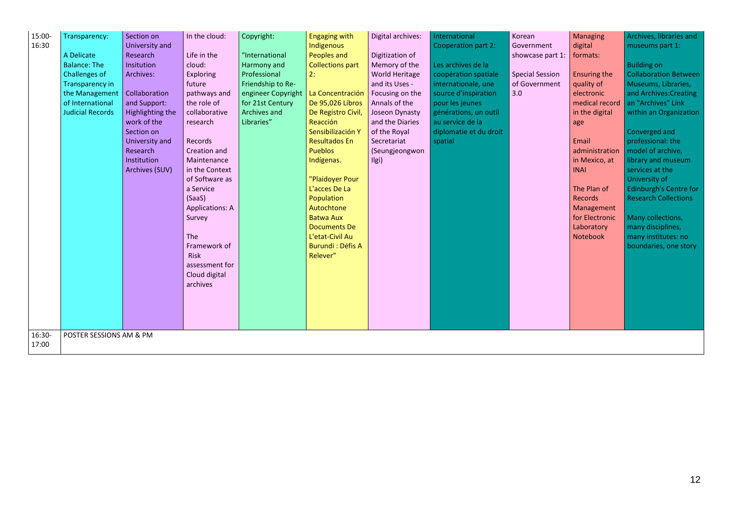| | | | | | | | | | | |
|---|---|---|---|---|---|---|---|---|---|---|
| 15:00-16:30 | Transparency:<br><br>A Delicate Balance: The Challenges of Transparency in the Management of International Judicial Records | Section on University and Research Insitution Archives:<br><br>Collaboration and Support: Highlighting the work of the Section on University and Research Institution Archives (SUV) | In the cloud:<br><br>Life in the cloud: Exploring future pathways and the role of collaborative research<br><br>Records Creation and Maintenance in the Context of Software as a Service (SaaS) Applications: A Survey<br><br>The Framework of Risk assessment for Cloud digital archives | Copyright:<br><br>"International Harmony and Professional Friendship to Re-engineer Copyright for 21st Century Archives and Libraries" | Engaging with Indigenous Peoples and Collections part 2:<br><br>La Concentración De 95,026 Libros De Registro Civil, Reacción Sensibilización Y Resultados En Pueblos Indígenas.<br><br>"Plaidoyer Pour L'acces De La Population Autochtone Batwa Aux Documents De L'etat-Civil Au Burundi : Défis A Relever" | Digital archives:<br><br>Digitization of Memory of the World Heritage and its Uses - Focusing on the Annals of the Joseon Dynasty and the Diaries of the Royal Secretariat (Seungjeongwon Ilgi) | International Cooperation part 2:<br><br>Les archives de la coopération spatiale internationale, une source d'inspiration pour les jeunes générations, un outil au service de la diplomatie et du droit spatial | Korean Government showcase part 1:<br><br>Special Session of Government 3.0 | Managing digital formats:<br><br>Ensuring the quality of electronic medical record in the digital age<br><br>Email administration in Mexico, at INAI<br><br>The Plan of Records Management for Electronic Laboratory Notebook | Archives, libraries and museums part 1:<br><br>Building on Collaboration Between Museums, Libraries, and Archives:Creating an "Archives" Link within an Organization<br><br>Converged and professional: the model of archive, library and museum services at the University of Edinburgh's Centre for Research Collections<br><br>Many collections, many disciplines, many institutes: no boundaries, one story |
| 16:30-17:00 | POSTER SESSIONS AM & PM | | | | | | | | | |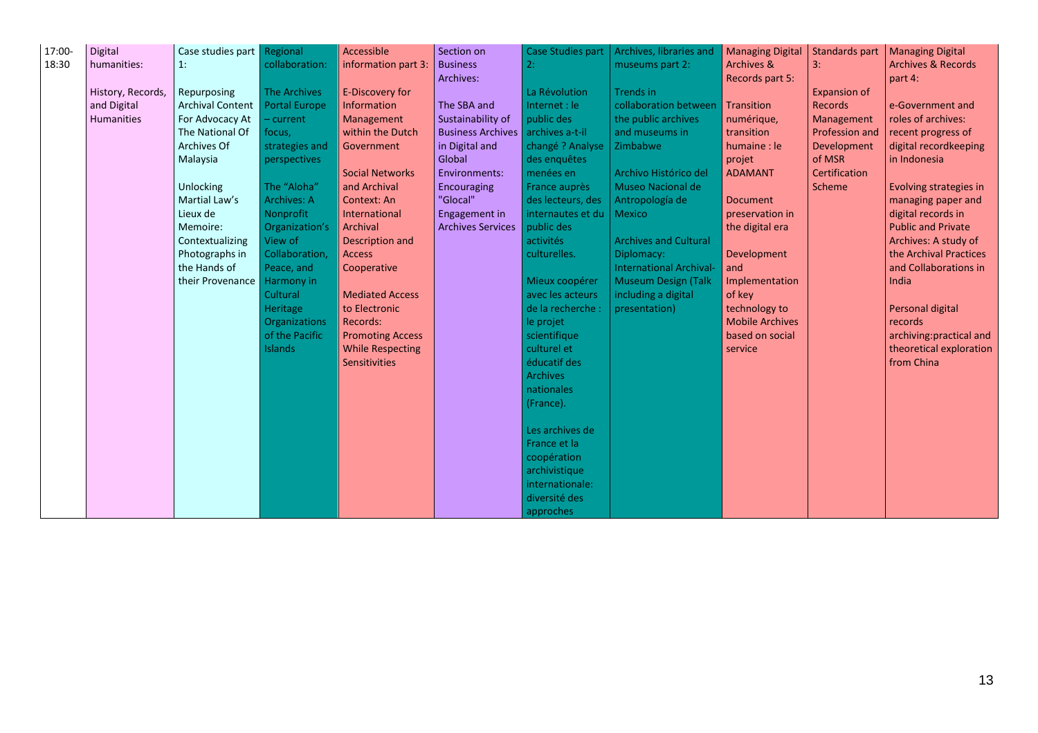| 17:00-18:30 | Digital humanities:<br><br>History, Records, and Digital Humanities | Case studies part 1:<br><br>Repurposing Archival Content For Advocacy At The National Of Archives Of Malaysia<br><br>Unlocking Martial Law's Lieux de Memoire: Contextualizing Photographs in the Hands of their Provenance | Regional collaboration:<br><br>The Archives Portal Europe – current focus, strategies and perspectives<br><br>The "Aloha" Archives: A Nonprofit Organization's View of Collaboration, Peace, and Harmony in Cultural Heritage Organizations of the Pacific Islands | Accessible information part 3:<br><br>E-Discovery for Information Management within the Dutch Government<br><br>Social Networks and Archival Context: An International Archival Description and Access Cooperative<br><br>Mediated Access to Electronic Records: Promoting Access While Respecting Sensitivities | Section on Business Archives:<br><br>The SBA and Sustainability of Business Archives in Digital and Global Environments: Encouraging "Glocal" Engagement in Archives Services | Case Studies part 2:<br><br>La Révolution Internet : le public des archives a-t-il changé ? Analyse des enquêtes menées en France auprès des lecteurs, des internautes et du public des activités culturelles.<br><br>Mieux coopérer avec les acteurs de la recherche : le projet scientifique culturel et éducatif des Archives nationales (France).<br><br>Les archives de France et la coopération archivistique internationale: diversité des approches | Archives, libraries and museums part 2:<br><br>Trends in collaboration between the public archives and museums in Zimbabwe<br><br>Archivo Histórico del Museo Nacional de Antropología de Mexico<br><br>Archives and Cultural Diplomacy: International Archival-Museum Design (Talk including a digital presentation) | Managing Digital Archives & Records part 5:<br><br>Transition numérique, transition humaine : le projet ADAMANT<br><br>Document preservation in the digital era<br><br>Development and Implementation of key technology to Mobile Archives based on social service | Standards part 3:<br><br>Expansion of Records Management Profession and Development of MSR Certification Scheme | Managing Digital Archives & Records part 4:<br><br>e-Government and roles of archives: recent progress of digital recordkeeping in Indonesia<br><br>Evolving strategies in managing paper and digital records in Public and Private Archives: A study of the Archival Practices and Collaborations in India<br><br>Personal digital records archiving:practical and theoretical exploration from China |
|---|---|---|---|---|---|---|---|---|---|---|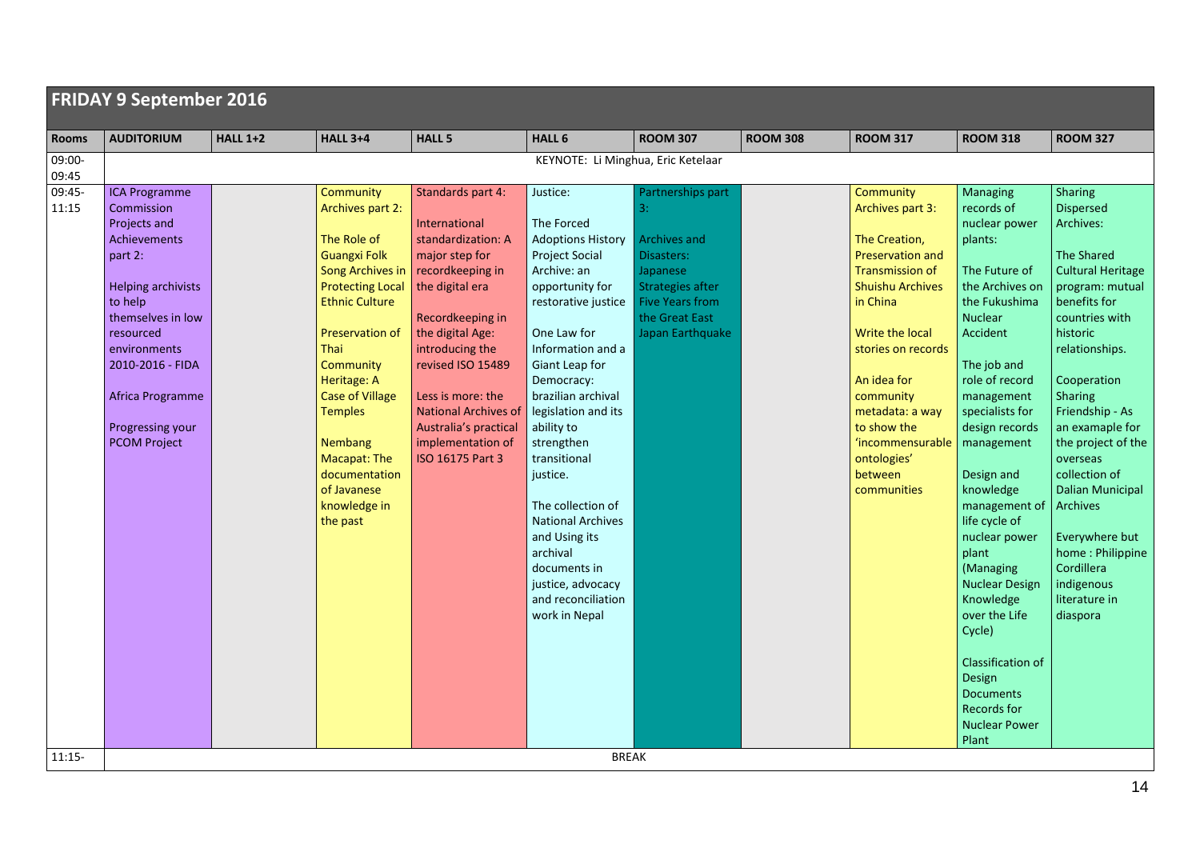## FRIDAY 9 September 2016

| Rooms | AUDITORIUM | HALL 1+2 | HALL 3+4 | HALL 5 | HALL 6 | ROOM 307 | ROOM 308 | ROOM 317 | ROOM 318 | ROOM 327 |
|---|---|---|---|---|---|---|---|---|---|---|
| 09:00-09:45 | KEYNOTE: Li Minghua, Eric Ketelaar | | | | | | | | | |
| 09:45-11:15 | ICA Programme Commission Projects and Achievements part 2:<br><br>Helping archivists to help themselves in low resourced environments 2010-2016 - FIDA<br><br>Africa Programme<br><br>Progressing your PCOM Project | | Community Archives part 2:<br><br>The Role of Guangxi Folk Song Archives in Protecting Local Ethnic Culture<br><br>Preservation of Thai Community Heritage: A Case of Village Temples<br><br>Nembang Macapat: The documentation of Javanese knowledge in the past | Standards part 4:<br><br>International standardization: A major step for recordkeeping in the digital era<br><br>Recordkeeping in the digital Age: introducing the revised ISO 15489<br><br>Less is more: the National Archives of Australia's practical implementation of ISO 16175 Part 3 | Justice:<br><br>The Forced Adoptions History Project Social Archive: an opportunity for restorative justice<br><br>One Law for Information and a Giant Leap for Democracy: brazilian archival legislation and its ability to strengthen transitional justice.<br><br>The collection of National Archives and Using its archival documents in justice, advocacy and reconciliation work in Nepal | Partnerships part 3:<br><br>Archives and Disasters: Japanese Strategies after Five Years from the Great East Japan Earthquake | | Community Archives part 3:<br><br>The Creation, Preservation and Transmission of Shuishu Archives in China<br><br>Write the local stories on records<br><br>An idea for community metadata: a way to show the 'incommensurable ontologies' between communities | Managing records of nuclear power plants:<br><br>The Future of the Archives on the Fukushima Nuclear Accident<br><br>The job and role of record management specialists for design records management<br><br>Design and knowledge management of life cycle of nuclear power plant (Managing Nuclear Design Knowledge over the Life Cycle)<br><br>Classification of Design Documents Records for Nuclear Power Plant | Sharing Dispersed Archives:<br><br>The Shared Cultural Heritage program: mutual benefits for countries with historic relationships.<br><br>Cooperation Sharing Friendship - As an examaple for the project of the overseas collection of Dalian Municipal Archives<br><br>Everywhere but home : Philippine Cordillera indigenous literature in diaspora |
| 11:15- | BREAK | | | | | | | | | |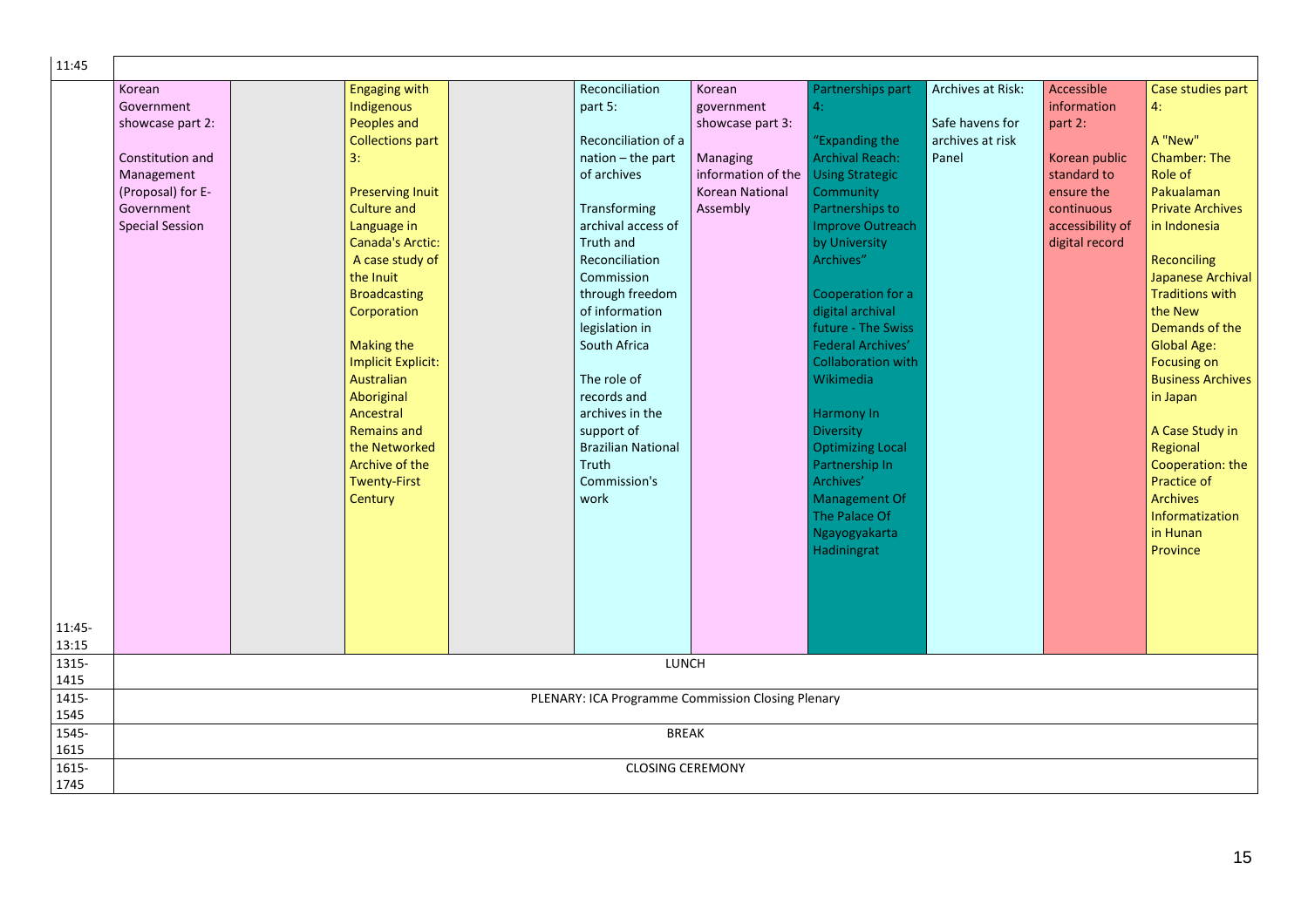| | | | | | | | | | | |
|---|---|---|---|---|---|---|---|---|---|---|
| 11:45 | | | | | | | | | | |
| 11:45-13:15 | Korean Government showcase part 2: Constitution and Management (Proposal) for E-Government Special Session | | Engaging with Indigenous Peoples and Collections part 3: Preserving Inuit Culture and Language in Canada's Arctic: A case study of the Inuit Broadcasting Corporation Making the Implicit Explicit: Australian Aboriginal Ancestral Remains and the Networked Archive of the Twenty-First Century | | Reconciliation part 5: Reconciliation of a nation – the part of archives Transforming archival access of Truth and Reconciliation Commission through freedom of information legislation in South Africa The role of records and archives in the support of Brazilian National Truth Commission's work | Korean government showcase part 3: Managing information of the Korean National Assembly | Partnerships part 4: "Expanding the Archival Reach: Using Strategic Community Partnerships to Improve Outreach by University Archives" Cooperation for a digital archival future - The Swiss Federal Archives' Collaboration with Wikimedia Harmony In Diversity Optimizing Local Partnership In Archives' Management Of The Palace Of Ngayogyakarta Hadiningrat | Archives at Risk: Safe havens for archives at risk Panel | Accessible information part 2: Korean public standard to ensure the continuous accessibility of digital record | Case studies part 4: A "New" Chamber: The Role of Pakualaman Private Archives in Indonesia Reconciling Japanese Archival Traditions with the New Demands of the Global Age: Focusing on Business Archives in Japan A Case Study in Regional Cooperation: the Practice of Archives Informatization in Hunan Province |
| 1315-1415 | LUNCH | | | | | | | | | |
| 1415-1545 | PLENARY: ICA Programme Commission Closing Plenary | | | | | | | | | |
| 1545-1615 | BREAK | | | | | | | | | |
| 1615-1745 | CLOSING CEREMONY | | | | | | | | | |